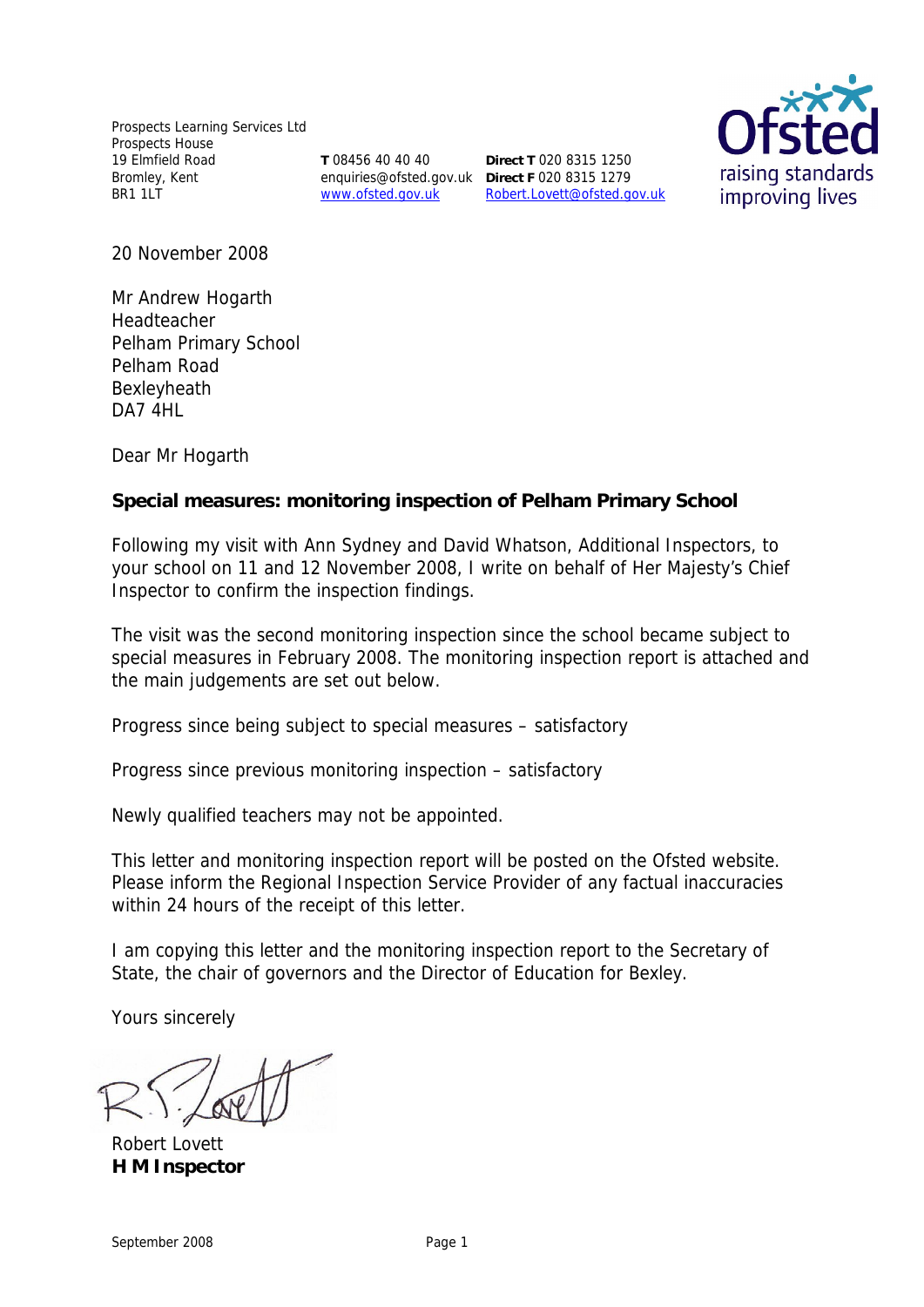Prospects Learning Services Ltd
Prospects House
19 Elmfield Road
Bromley, Kent
BR1 1LT

**T** 08456 40 40 40
enquiries@ofsted.gov.uk
www.ofsted.gov.uk

**Direct T** 020 8315 1250
**Direct F** 020 8315 1279
Robert.Lovett@ofsted.gov.uk

Ofsted
raising standards
improving lives

20 November 2008

Mr Andrew Hogarth
Headteacher
Pelham Primary School
Pelham Road
Bexleyheath
DA7 4HL

Dear Mr Hogarth

**Special measures: monitoring inspection of Pelham Primary School**

Following my visit with Ann Sydney and David Whatson, Additional Inspectors, to your school on 11 and 12 November 2008, I write on behalf of Her Majesty's Chief Inspector to confirm the inspection findings.

The visit was the second monitoring inspection since the school became subject to special measures in February 2008. The monitoring inspection report is attached and the main judgements are set out below.

Progress since being subject to special measures – satisfactory

Progress since previous monitoring inspection – satisfactory

Newly qualified teachers may not be appointed.

This letter and monitoring inspection report will be posted on the Ofsted website. Please inform the Regional Inspection Service Provider of any factual inaccuracies within 24 hours of the receipt of this letter.

I am copying this letter and the monitoring inspection report to the Secretary of State, the chair of governors and the Director of Education for Bexley.

Yours sincerely

Robert Lovett
**H M Inspector**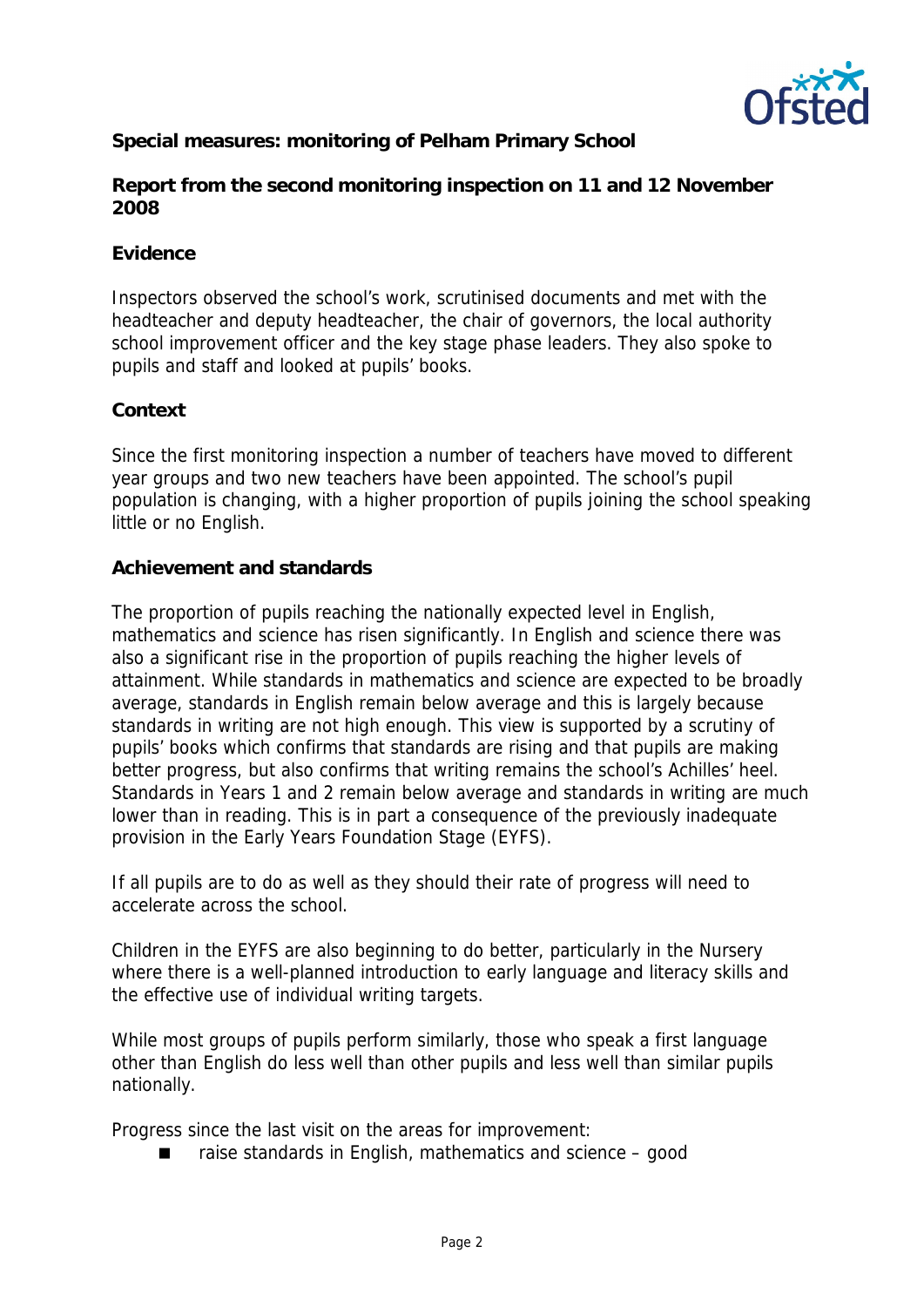**Special measures: monitoring of Pelham Primary School**

**Report from the second monitoring inspection on 11 and 12 November 2008**

**Evidence**

Inspectors observed the school's work, scrutinised documents and met with the headteacher and deputy headteacher, the chair of governors, the local authority school improvement officer and the key stage phase leaders. They also spoke to pupils and staff and looked at pupils' books.

**Context**

Since the first monitoring inspection a number of teachers have moved to different year groups and two new teachers have been appointed. The school's pupil population is changing, with a higher proportion of pupils joining the school speaking little or no English.

**Achievement and standards**

The proportion of pupils reaching the nationally expected level in English, mathematics and science has risen significantly. In English and science there was also a significant rise in the proportion of pupils reaching the higher levels of attainment. While standards in mathematics and science are expected to be broadly average, standards in English remain below average and this is largely because standards in writing are not high enough. This view is supported by a scrutiny of pupils' books which confirms that standards are rising and that pupils are making better progress, but also confirms that writing remains the school's Achilles' heel. Standards in Years 1 and 2 remain below average and standards in writing are much lower than in reading. This is in part a consequence of the previously inadequate provision in the Early Years Foundation Stage (EYFS).

If all pupils are to do as well as they should their rate of progress will need to accelerate across the school.

Children in the EYFS are also beginning to do better, particularly in the Nursery where there is a well-planned introduction to early language and literacy skills and the effective use of individual writing targets.

While most groups of pupils perform similarly, those who speak a first language other than English do less well than other pupils and less well than similar pupils nationally.

Progress since the last visit on the areas for improvement:

- raise standards in English, mathematics and science – good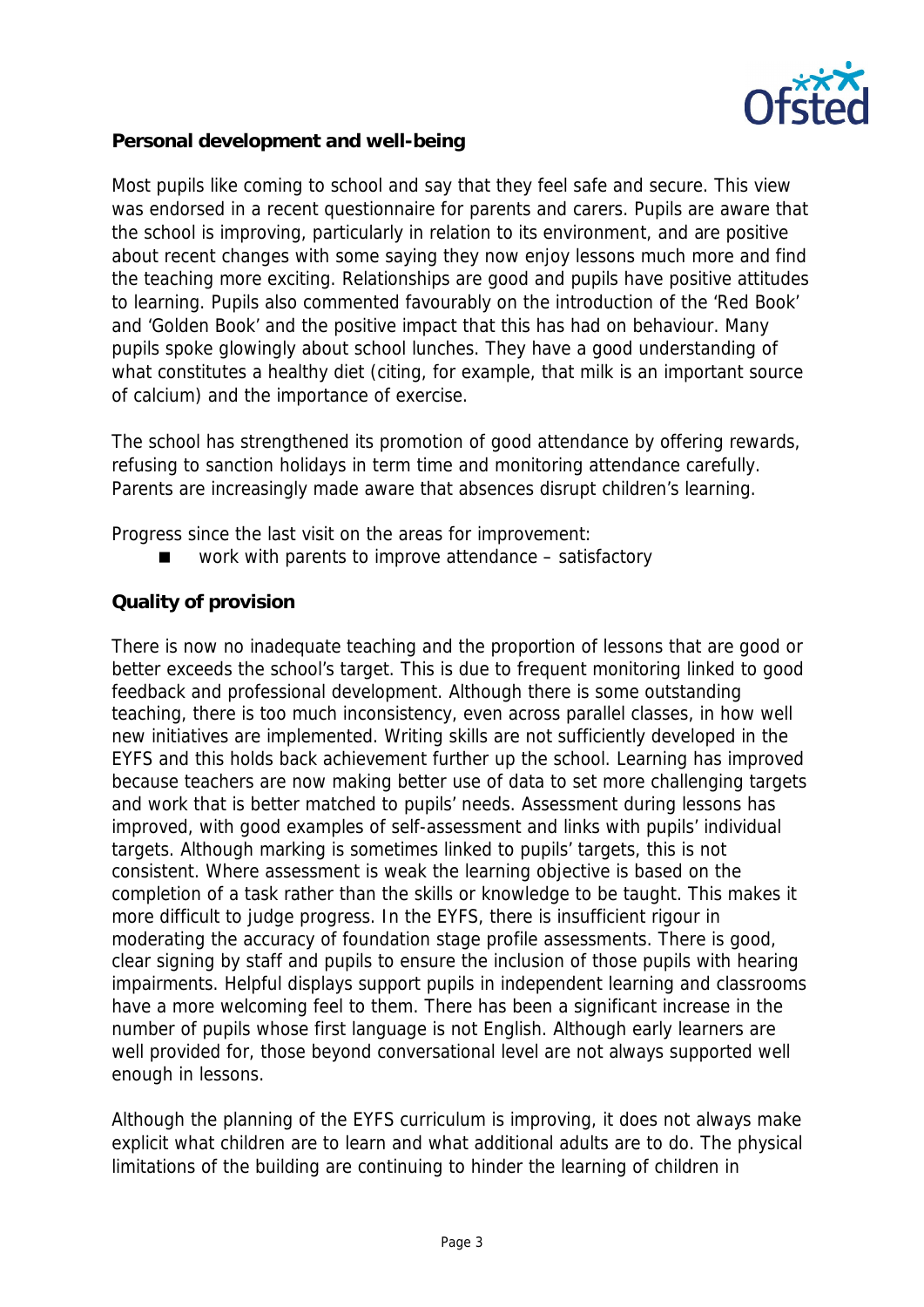**Personal development and well-being**

Most pupils like coming to school and say that they feel safe and secure. This view was endorsed in a recent questionnaire for parents and carers. Pupils are aware that the school is improving, particularly in relation to its environment, and are positive about recent changes with some saying they now enjoy lessons much more and find the teaching more exciting. Relationships are good and pupils have positive attitudes to learning. Pupils also commented favourably on the introduction of the 'Red Book' and 'Golden Book' and the positive impact that this has had on behaviour. Many pupils spoke glowingly about school lunches. They have a good understanding of what constitutes a healthy diet (citing, for example, that milk is an important source of calcium) and the importance of exercise.

The school has strengthened its promotion of good attendance by offering rewards, refusing to sanction holidays in term time and monitoring attendance carefully. Parents are increasingly made aware that absences disrupt children's learning.

Progress since the last visit on the areas for improvement:

- work with parents to improve attendance – satisfactory

**Quality of provision**

There is now no inadequate teaching and the proportion of lessons that are good or better exceeds the school's target. This is due to frequent monitoring linked to good feedback and professional development. Although there is some outstanding teaching, there is too much inconsistency, even across parallel classes, in how well new initiatives are implemented. Writing skills are not sufficiently developed in the EYFS and this holds back achievement further up the school. Learning has improved because teachers are now making better use of data to set more challenging targets and work that is better matched to pupils' needs. Assessment during lessons has improved, with good examples of self-assessment and links with pupils' individual targets. Although marking is sometimes linked to pupils' targets, this is not consistent. Where assessment is weak the learning objective is based on the completion of a task rather than the skills or knowledge to be taught. This makes it more difficult to judge progress. In the EYFS, there is insufficient rigour in moderating the accuracy of foundation stage profile assessments. There is good, clear signing by staff and pupils to ensure the inclusion of those pupils with hearing impairments. Helpful displays support pupils in independent learning and classrooms have a more welcoming feel to them. There has been a significant increase in the number of pupils whose first language is not English. Although early learners are well provided for, those beyond conversational level are not always supported well enough in lessons.

Although the planning of the EYFS curriculum is improving, it does not always make explicit what children are to learn and what additional adults are to do. The physical limitations of the building are continuing to hinder the learning of children in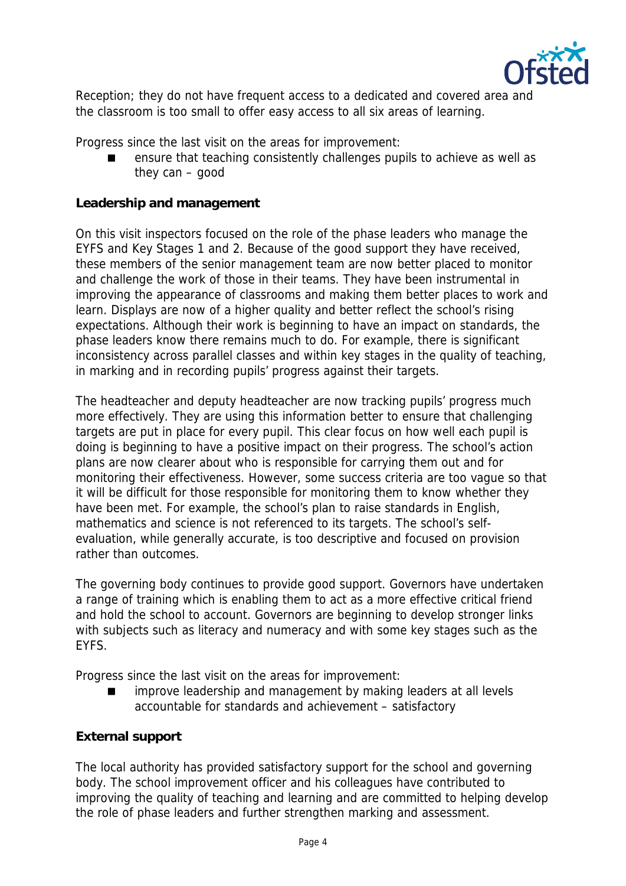Reception; they do not have frequent access to a dedicated and covered area and the classroom is too small to offer easy access to all six areas of learning.

Progress since the last visit on the areas for improvement:

- ensure that teaching consistently challenges pupils to achieve as well as they can – good

**Leadership and management**

On this visit inspectors focused on the role of the phase leaders who manage the EYFS and Key Stages 1 and 2. Because of the good support they have received, these members of the senior management team are now better placed to monitor and challenge the work of those in their teams. They have been instrumental in improving the appearance of classrooms and making them better places to work and learn. Displays are now of a higher quality and better reflect the school's rising expectations. Although their work is beginning to have an impact on standards, the phase leaders know there remains much to do. For example, there is significant inconsistency across parallel classes and within key stages in the quality of teaching, in marking and in recording pupils' progress against their targets.

The headteacher and deputy headteacher are now tracking pupils' progress much more effectively. They are using this information better to ensure that challenging targets are put in place for every pupil. This clear focus on how well each pupil is doing is beginning to have a positive impact on their progress. The school's action plans are now clearer about who is responsible for carrying them out and for monitoring their effectiveness. However, some success criteria are too vague so that it will be difficult for those responsible for monitoring them to know whether they have been met. For example, the school's plan to raise standards in English, mathematics and science is not referenced to its targets. The school's self-evaluation, while generally accurate, is too descriptive and focused on provision rather than outcomes.

The governing body continues to provide good support. Governors have undertaken a range of training which is enabling them to act as a more effective critical friend and hold the school to account. Governors are beginning to develop stronger links with subjects such as literacy and numeracy and with some key stages such as the EYFS.

Progress since the last visit on the areas for improvement:

- improve leadership and management by making leaders at all levels accountable for standards and achievement – satisfactory

**External support**

The local authority has provided satisfactory support for the school and governing body. The school improvement officer and his colleagues have contributed to improving the quality of teaching and learning and are committed to helping develop the role of phase leaders and further strengthen marking and assessment.